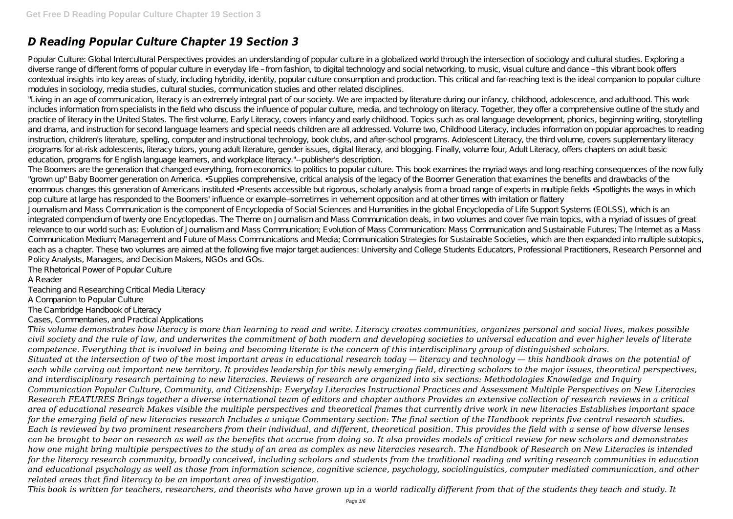# D Reading Popular Culture Chapter 19 Section 3

Popular Culture: Global Intercultural Perspectives provides an understanding of popular culture in a globalized world through the intersection of sociology and cultural studies. Exploring a diverse range of different forms of popular culture in everyday life – from fashion, to digital technology and social networking, to music, visual culture and dance – this vibrant book offers contextual insights into key areas of study, including hybridity, identity, popular culture consumption and production. This critical and far-reaching text is the ideal companion to popular culture modules in sociology, media studies, cultural studies, communication studies and other related disciplines.

"Living in an age of communication, literacy is an extremely integral part of our society. We are impacted by literature during our infancy, childhood, adolescence, and adulthood. This work includes information from specialists in the field who discuss the influence of popular culture, media, and technology on literacy. Together, they offer a comprehensive outline of the study and practice of literacy in the United States. The first volume, Early Literacy, covers infancy and early childhood. Topics such as oral language development, phonics, beginning writing, storytelling and drama, and instruction for second language learners and special needs children are all addressed. Volume two, Childhood Literacy, includes information on popular approaches to reading instruction, children's literature, spelling, computer and instructional technology, book clubs, and after-school programs. Adolescent Literacy, the third volume, covers supplementary literacy programs for at-risk adolescents, literacy tutors, young adult literature, gender issues, digital literacy, and blogging. Finally, volume four, Adult Literacy, offers chapters on adult basic education, programs for English language learners, and workplace literacy."--publisher's description.

The Boomers are the generation that changed everything, from economics to politics to popular culture. This book examines the myriad ways and long-reaching consequences of the now fully "grown up" Baby Boomer generation on America. •Supplies comprehensive, critical analysis of the legacy of the Boomer Generation that examines the benefits and drawbacks of the enormous changes this generation of Americans instituted •Presents accessible but rigorous, scholarly analysis from a broad range of experts in multiple fields •Spotlights the ways in which pop culture at large has responded to the Boomers' influence or example—sometimes in vehement opposition and at other times with imitation or flattery

Journalism and Mass Communication is the component of Encyclopedia of Social Sciences and Humanities in the global Encyclopedia of Life Support Systems (EOLSS), which is an integrated compendium of twenty one Encyclopedias. The Theme on Journalism and Mass Communication deals, in two volumes and cover five main topics, with a myriad of issues of great relevance to our world such as: Evolution of Journalism and Mass Communication; Evolution of Mass Communication: Mass Communication and Sustainable Futures; The Internet as a Mass Communication Medium; Management and Future of Mass Communications and Media; Communication Strategies for Sustainable Societies, which are then expanded into multiple subtopics, each as a chapter. These two volumes are aimed at the following five major target audiences: University and College Students Educators, Professional Practitioners, Research Personnel and Policy Analysts, Managers, and Decision Makers, NGOs and GOs.

The Rhetorical Power of Popular Culture

A Reader

Teaching and Researching Critical Media Literacy

A Companion to Popular Culture

The Cambridge Handbook of Literacy

Cases, Commentaries, and Practical Applications

*This volume demonstrates how literacy is more than learning to read and write. Literacy creates communities, organizes personal and social lives, makes possible civil society and the rule of law, and underwrites the commitment of both modern and developing societies to universal education and ever higher levels of literate competence. Everything that is involved in being and becoming literate is the concern of this interdisciplinary group of distinguished scholars.*

*Situated at the intersection of two of the most important areas in educational research today — literacy and technology — this handbook draws on the potential of each while carving out important new territory. It provides leadership for this newly emerging field, directing scholars to the major issues, theoretical perspectives, and interdisciplinary research pertaining to new literacies. Reviews of research are organized into six sections: Methodologies Knowledge and Inquiry Communication Popular Culture, Community, and Citizenship: Everyday Literacies Instructional Practices and Assessment Multiple Perspectives on New Literacies Research FEATURES Brings together a diverse international team of editors and chapter authors Provides an extensive collection of research reviews in a critical area of educational research Makes visible the multiple perspectives and theoretical frames that currently drive work in new literacies Establishes important space for the emerging field of new literacies research Includes a unique Commentary section: The final section of the Handbook reprints five central research studies. Each is reviewed by two prominent researchers from their individual, and different, theoretical position. This provides the field with a sense of how diverse lenses can be brought to bear on research as well as the benefits that accrue from doing so. It also provides models of critical review for new scholars and demonstrates how one might bring multiple perspectives to the study of an area as complex as new literacies research. The Handbook of Research on New Literacies is intended for the literacy research community, broadly conceived, including scholars and students from the traditional reading and writing research communities in education and educational psychology as well as those from information science, cognitive science, psychology, sociolinguistics, computer mediated communication, and other related areas that find literacy to be an important area of investigation.*

*This book is written for teachers, researchers, and theorists who have grown up in a world radically different from that of the students they teach and study. It*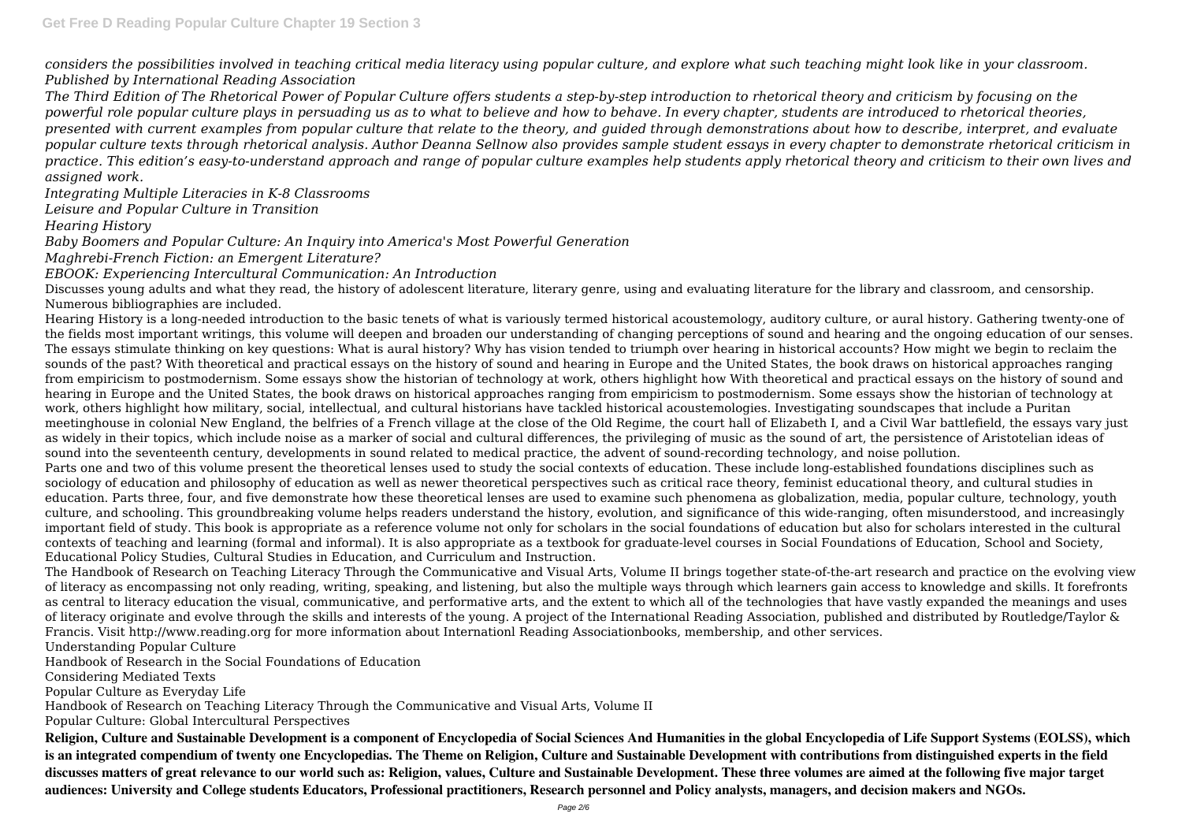*considers the possibilities involved in teaching critical media literacy using popular culture, and explore what such teaching might look like in your classroom. Published by International Reading Association*

*The Third Edition of The Rhetorical Power of Popular Culture offers students a step-by-step introduction to rhetorical theory and criticism by focusing on the powerful role popular culture plays in persuading us as to what to believe and how to behave. In every chapter, students are introduced to rhetorical theories, presented with current examples from popular culture that relate to the theory, and guided through demonstrations about how to describe, interpret, and evaluate popular culture texts through rhetorical analysis. Author Deanna Sellnow also provides sample student essays in every chapter to demonstrate rhetorical criticism in practice. This edition's easy-to-understand approach and range of popular culture examples help students apply rhetorical theory and criticism to their own lives and assigned work.*

*Integrating Multiple Literacies in K-8 Classrooms*

*Leisure and Popular Culture in Transition*

*Hearing History*

*Baby Boomers and Popular Culture: An Inquiry into America's Most Powerful Generation*

*Maghrebi-French Fiction: an Emergent Literature?*

*EBOOK: Experiencing Intercultural Communication: An Introduction*

Discusses young adults and what they read, the history of adolescent literature, literary genre, using and evaluating literature for the library and classroom, and censorship. Numerous bibliographies are included.

Hearing History is a long-needed introduction to the basic tenets of what is variously termed historical acoustemology, auditory culture, or aural history. Gathering twenty-one of the fields most important writings, this volume will deepen and broaden our understanding of changing perceptions of sound and hearing and the ongoing education of our senses. The essays stimulate thinking on key questions: What is aural history? Why has vision tended to triumph over hearing in historical accounts? How might we begin to reclaim the sounds of the past? With theoretical and practical essays on the history of sound and hearing in Europe and the United States, the book draws on historical approaches ranging from empiricism to postmodernism. Some essays show the historian of technology at work, others highlight how With theoretical and practical essays on the history of sound and hearing in Europe and the United States, the book draws on historical approaches ranging from empiricism to postmodernism. Some essays show the historian of technology at work, others highlight how military, social, intellectual, and cultural historians have tackled historical acoustemologies. Investigating soundscapes that include a Puritan meetinghouse in colonial New England, the belfries of a French village at the close of the Old Regime, the court hall of Elizabeth I, and a Civil War battlefield, the essays vary just as widely in their topics, which include noise as a marker of social and cultural differences, the privileging of music as the sound of art, the persistence of Aristotelian ideas of sound into the seventeenth century, developments in sound related to medical practice, the advent of sound-recording technology, and noise pollution.

Parts one and two of this volume present the theoretical lenses used to study the social contexts of education. These include long-established foundations disciplines such as sociology of education and philosophy of education as well as newer theoretical perspectives such as critical race theory, feminist educational theory, and cultural studies in education. Parts three, four, and five demonstrate how these theoretical lenses are used to examine such phenomena as globalization, media, popular culture, technology, youth culture, and schooling. This groundbreaking volume helps readers understand the history, evolution, and significance of this wide-ranging, often misunderstood, and increasingly important field of study. This book is appropriate as a reference volume not only for scholars in the social foundations of education but also for scholars interested in the cultural contexts of teaching and learning (formal and informal). It is also appropriate as a textbook for graduate-level courses in Social Foundations of Education, School and Society, Educational Policy Studies, Cultural Studies in Education, and Curriculum and Instruction.

The Handbook of Research on Teaching Literacy Through the Communicative and Visual Arts, Volume II brings together state-of-the-art research and practice on the evolving view of literacy as encompassing not only reading, writing, speaking, and listening, but also the multiple ways through which learners gain access to knowledge and skills. It forefronts as central to literacy education the visual, communicative, and performative arts, and the extent to which all of the technologies that have vastly expanded the meanings and uses of literacy originate and evolve through the skills and interests of the young. A project of the International Reading Association, published and distributed by Routledge/Taylor & Francis. Visit http://www.reading.org for more information about Internationl Reading Associationbooks, membership, and other services.

Understanding Popular Culture

Handbook of Research in the Social Foundations of Education

Considering Mediated Texts

Popular Culture as Everyday Life

Handbook of Research on Teaching Literacy Through the Communicative and Visual Arts, Volume II

Popular Culture: Global Intercultural Perspectives

**Religion, Culture and Sustainable Development is a component of Encyclopedia of Social Sciences And Humanities in the global Encyclopedia of Life Support Systems (EOLSS), which is an integrated compendium of twenty one Encyclopedias. The Theme on Religion, Culture and Sustainable Development with contributions from distinguished experts in the field discusses matters of great relevance to our world such as: Religion, values, Culture and Sustainable Development. These three volumes are aimed at the following five major target audiences: University and College students Educators, Professional practitioners, Research personnel and Policy analysts, managers, and decision makers and NGOs.**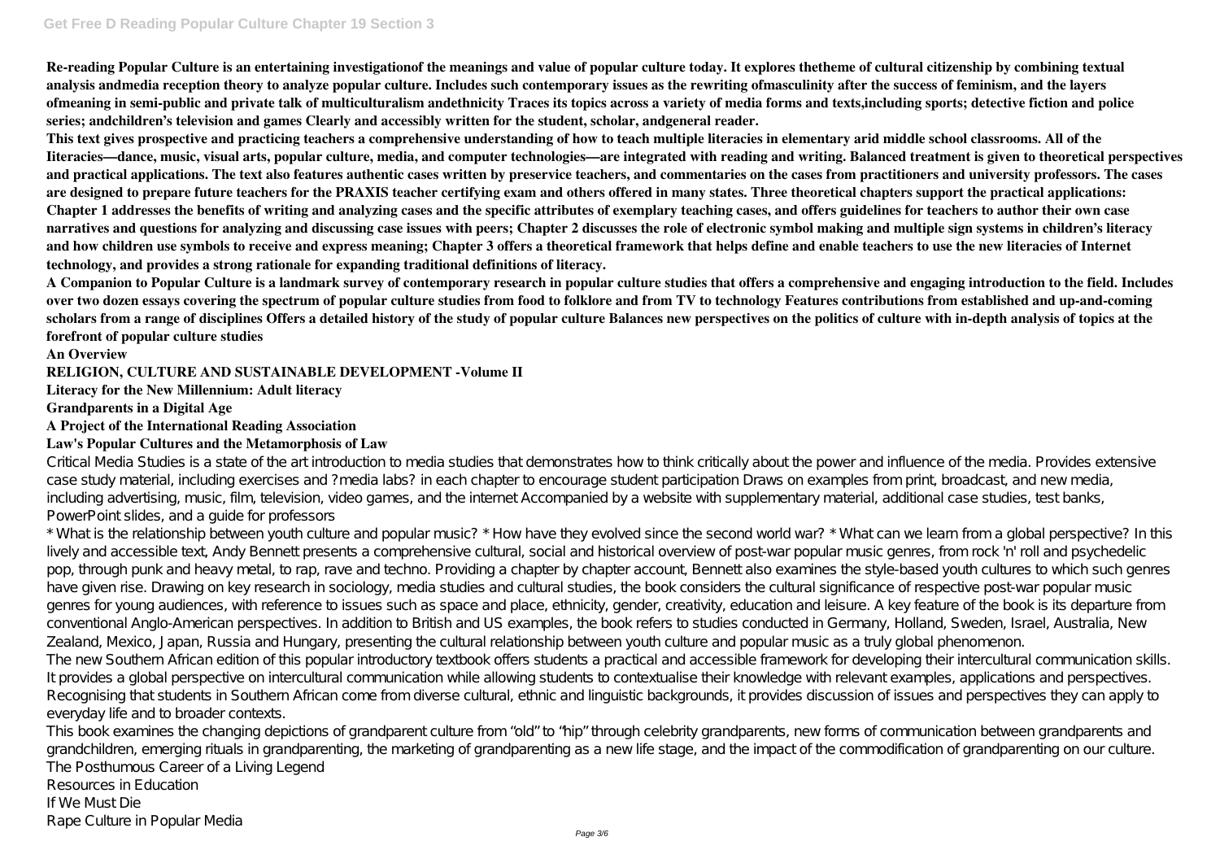**Re-reading Popular Culture is an entertaining investigationof the meanings and value of popular culture today. It explores thetheme of cultural citizenship by combining textual analysis andmedia reception theory to analyze popular culture. Includes such contemporary issues as the rewriting ofmasculinity after the success of feminism, and the layers ofmeaning in semi-public and private talk of multiculturalism andethnicity Traces its topics across a variety of media forms and texts,including sports; detective fiction and police series; andchildren's television and games Clearly and accessibly written for the student, scholar, andgeneral reader.**

**This text gives prospective and practicing teachers a comprehensive understanding of how to teach multiple literacies in elementary arid middle school classrooms. All of the literacies—dance, music, visual arts, popular culture, media, and computer technologies—are integrated with reading and writing. Balanced treatment is given to theoretical perspectives and practical applications. The text also features authentic cases written by preservice teachers, and commentaries on the cases from practitioners and university professors. The cases are designed to prepare future teachers for the PRAXIS teacher certifying exam and others offered in many states. Three theoretical chapters support the practical applications: Chapter 1 addresses the benefits of writing and analyzing cases and the specific attributes of exemplary teaching cases, and offers guidelines for teachers to author their own case narratives and questions for analyzing and discussing case issues with peers; Chapter 2 discusses the role of electronic symbol making and multiple sign systems in children's literacy and how children use symbols to receive and express meaning; Chapter 3 offers a theoretical framework that helps define and enable teachers to use the new literacies of Internet technology, and provides a strong rationale for expanding traditional definitions of literacy.**

**A Companion to Popular Culture is a landmark survey of contemporary research in popular culture studies that offers a comprehensive and engaging introduction to the field. Includes over two dozen essays covering the spectrum of popular culture studies from food to folklore and from TV to technology Features contributions from established and up-and-coming scholars from a range of disciplines Offers a detailed history of the study of popular culture Balances new perspectives on the politics of culture with in-depth analysis of topics at the forefront of popular culture studies**

**An Overview**

**RELIGION, CULTURE AND SUSTAINABLE DEVELOPMENT -Volume II**

**Literacy for the New Millennium: Adult literacy**

**Grandparents in a Digital Age**

**A Project of the International Reading Association**

**Law's Popular Cultures and the Metamorphosis of Law**

Critical Media Studies is a state of the art introduction to media studies that demonstrates how to think critically about the power and influence of the media. Provides extensive case study material, including exercises and ?media labs? in each chapter to encourage student participation Draws on examples from print, broadcast, and new media, including advertising, music, film, television, video games, and the internet Accompanied by a website with supplementary material, additional case studies, test banks, PowerPoint slides, and a guide for professors

* What is the relationship between youth culture and popular music? * How have they evolved since the second world war? * What can we learn from a global perspective? In this lively and accessible text, Andy Bennett presents a comprehensive cultural, social and historical overview of post-war popular music genres, from rock 'n' roll and psychedelic pop, through punk and heavy metal, to rap, rave and techno. Providing a chapter by chapter account, Bennett also examines the style-based youth cultures to which such genres have given rise. Drawing on key research in sociology, media studies and cultural studies, the book considers the cultural significance of respective post-war popular music genres for young audiences, with reference to issues such as space and place, ethnicity, gender, creativity, education and leisure. A key feature of the book is its departure from conventional Anglo-American perspectives. In addition to British and US examples, the book refers to studies conducted in Germany, Holland, Sweden, Israel, Australia, New Zealand, Mexico, Japan, Russia and Hungary, presenting the cultural relationship between youth culture and popular music as a truly global phenomenon.

The new Southern African edition of this popular introductory textbook offers students a practical and accessible framework for developing their intercultural communication skills. It provides a global perspective on intercultural communication while allowing students to contextualise their knowledge with relevant examples, applications and perspectives. Recognising that students in Southern African come from diverse cultural, ethnic and linguistic backgrounds, it provides discussion of issues and perspectives they can apply to everyday life and to broader contexts.

This book examines the changing depictions of grandparent culture from "old" to "hip" through celebrity grandparents, new forms of communication between grandparents and grandchildren, emerging rituals in grandparenting, the marketing of grandparenting as a new life stage, and the impact of the commodification of grandparenting on our culture.

The Posthumous Career of a Living Legend

Resources in Education

If We Must Die

Rape Culture in Popular Media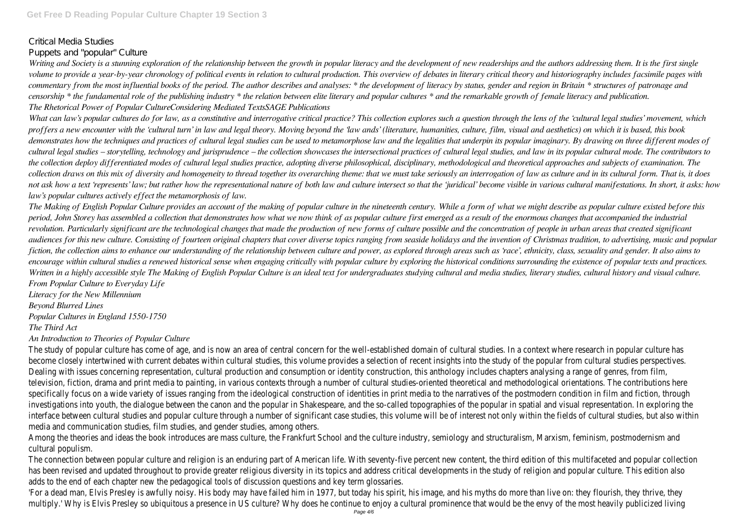Critical Media Studies
Puppets and "popular" Culture

*Writing and Society is a stunning exploration of the relationship between the growth in popular literacy and the development of new readerships and the authors addressing them. It is the first single volume to provide a year-by-year chronology of political events in relation to cultural production. This overview of debates in literary critical theory and historiography includes facsimile pages with commentary from the most influential books of the period. The author describes and analyses: * the development of literacy by status, gender and region in Britain * structures of patronage and censorship * the fundamental role of the publishing industry * the relation between elite literary and popular cultures * and the remarkable growth of female literacy and publication.*

*The Rhetorical Power of Popular CultureConsidering Mediated TextsSAGE Publications*

*What can law's popular cultures do for law, as a constitutive and interrogative critical practice? This collection explores such a question through the lens of the 'cultural legal studies' movement, which proffers a new encounter with the 'cultural turn' in law and legal theory. Moving beyond the 'law ands' (literature, humanities, culture, film, visual and aesthetics) on which it is based, this book demonstrates how the techniques and practices of cultural legal studies can be used to metamorphose law and the legalities that underpin its popular imaginary. By drawing on three different modes of cultural legal studies – storytelling, technology and jurisprudence – the collection showcases the intersectional practices of cultural legal studies, and law in its popular cultural mode. The contributors to the collection deploy differentiated modes of cultural legal studies practice, adopting diverse philosophical, disciplinary, methodological and theoretical approaches and subjects of examination. The collection draws on this mix of diversity and homogeneity to thread together its overarching theme: that we must take seriously an interrogation of law as culture and in its cultural form. That is, it does not ask how a text 'represents' law; but rather how the representational nature of both law and culture intersect so that the 'juridical' become visible in various cultural manifestations. In short, it asks: how law's popular cultures actively effect the metamorphosis of law.*

*The Making of English Popular Culture provides an account of the making of popular culture in the nineteenth century. While a form of what we might describe as popular culture existed before this period, John Storey has assembled a collection that demonstrates how what we now think of as popular culture first emerged as a result of the enormous changes that accompanied the industrial revolution. Particularly significant are the technological changes that made the production of new forms of culture possible and the concentration of people in urban areas that created significant audiences for this new culture. Consisting of fourteen original chapters that cover diverse topics ranging from seaside holidays and the invention of Christmas tradition, to advertising, music and popular fiction, the collection aims to enhance our understanding of the relationship between culture and power, as explored through areas such as 'race', ethnicity, class, sexuality and gender. It also aims to encourage within cultural studies a renewed historical sense when engaging critically with popular culture by exploring the historical conditions surrounding the existence of popular texts and practices. Written in a highly accessible style The Making of English Popular Culture is an ideal text for undergraduates studying cultural and media studies, literary studies, cultural history and visual culture.*

*From Popular Culture to Everyday Life*

*Literacy for the New Millennium*

*Beyond Blurred Lines*

*Popular Cultures in England 1550-1750*

*The Third Act*

*An Introduction to Theories of Popular Culture*

The study of popular culture has come of age, and is now an area of central concern for the well-established domain of cultural studies. In a context where research in popular culture has become closely intertwined with current debates within cultural studies, this volume provides a selection of recent insights into the study of the popular from cultural studies perspectives. Dealing with issues concerning representation, cultural production and consumption or identity construction, this anthology includes chapters analysing a range of genres, from film, television, fiction, drama and print media to painting, in various contexts through a number of cultural studies-oriented theoretical and methodological orientations. The contributions here specifically focus on a wide variety of issues ranging from the ideological construction of identities in print media to the narratives of the postmodern condition in film and fiction, through investigations into youth, the dialogue between the canon and the popular in Shakespeare, and the so-called topographies of the popular in spatial and visual representation. In exploring the interface between cultural studies and popular culture through a number of significant case studies, this volume will be of interest not only within the fields of cultural studies, but also within media and communication studies, film studies, and gender studies, among others.

Among the theories and ideas the book introduces are mass culture, the Frankfurt School and the culture industry, semiology and structuralism, Marxism, feminism, postmodernism and cultural populism.

The connection between popular culture and religion is an enduring part of American life. With seventy-five percent new content, the third edition of this multifaceted and popular collection has been revised and updated throughout to provide greater religious diversity in its topics and address critical developments in the study of religion and popular culture. This edition also adds to the end of each chapter new the pedagogical tools of discussion questions and key term glossaries.

'For a dead man, Elvis Presley is awfully noisy. His body may have failed him in 1977, but today his spirit, his image, and his myths do more than live on: they flourish, they thrive, they multiply.' Why is Elvis Presley so ubiquitous a presence in US culture? Why does he continue to enjoy a cultural prominence that would be the envy of the most heavily publicized living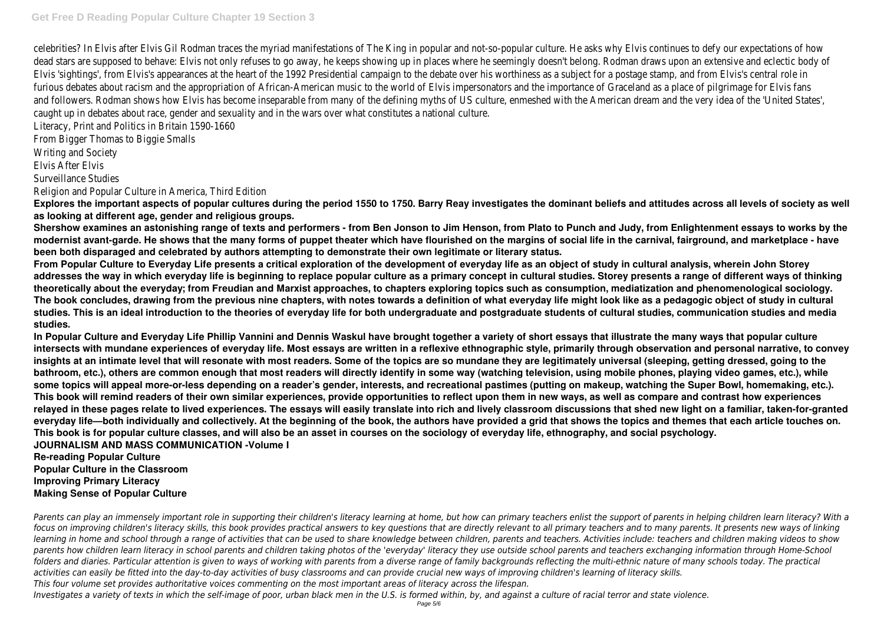celebrities? In Elvis after Elvis Gil Rodman traces the myriad manifestations of The King in popular and not-so-popular culture. He asks why Elvis continues to defy our expectations of how dead stars are supposed to behave: Elvis not only refuses to go away, he keeps showing up in places where he seemingly doesn't belong. Rodman draws upon an extensive and eclectic body of Elvis 'sightings', from Elvis's appearances at the heart of the 1992 Presidential campaign to the debate over his worthiness as a subject for a postage stamp, and from Elvis's central role in furious debates about racism and the appropriation of African-American music to the world of Elvis impersonators and the importance of Graceland as a place of pilgrimage for Elvis fans and followers. Rodman shows how Elvis has become inseparable from many of the defining myths of US culture, enmeshed with the American dream and the very idea of the 'United States', caught up in debates about race, gender and sexuality and in the wars over what constitutes a national culture.

Literacy, Print and Politics in Britain 1590-1660
From Bigger Thomas to Biggie Smalls
Writing and Society
Elvis After Elvis
Surveillance Studies
Religion and Popular Culture in America, Third Edition

**Explores the important aspects of popular cultures during the period 1550 to 1750. Barry Reay investigates the dominant beliefs and attitudes across all levels of society as well as looking at different age, gender and religious groups.**

**Shershow examines an astonishing range of texts and performers - from Ben Jonson to Jim Henson, from Plato to Punch and Judy, from Enlightenment essays to works by the modernist avant-garde. He shows that the many forms of puppet theater which have flourished on the margins of social life in the carnival, fairground, and marketplace - have been both disparaged and celebrated by authors attempting to demonstrate their own legitimate or literary status.**

**From Popular Culture to Everyday Life presents a critical exploration of the development of everyday life as an object of study in cultural analysis, wherein John Storey addresses the way in which everyday life is beginning to replace popular culture as a primary concept in cultural studies. Storey presents a range of different ways of thinking theoretically about the everyday; from Freudian and Marxist approaches, to chapters exploring topics such as consumption, mediatization and phenomenological sociology. The book concludes, drawing from the previous nine chapters, with notes towards a definition of what everyday life might look like as a pedagogic object of study in cultural studies. This is an ideal introduction to the theories of everyday life for both undergraduate and postgraduate students of cultural studies, communication studies and media studies.**

**In Popular Culture and Everyday Life Phillip Vannini and Dennis Waskul have brought together a variety of short essays that illustrate the many ways that popular culture intersects with mundane experiences of everyday life. Most essays are written in a reflexive ethnographic style, primarily through observation and personal narrative, to convey insights at an intimate level that will resonate with most readers. Some of the topics are so mundane they are legitimately universal (sleeping, getting dressed, going to the bathroom, etc.), others are common enough that most readers will directly identify in some way (watching television, using mobile phones, playing video games, etc.), while some topics will appeal more-or-less depending on a reader's gender, interests, and recreational pastimes (putting on makeup, watching the Super Bowl, homemaking, etc.). This book will remind readers of their own similar experiences, provide opportunities to reflect upon them in new ways, as well as compare and contrast how experiences relayed in these pages relate to lived experiences. The essays will easily translate into rich and lively classroom discussions that shed new light on a familiar, taken-for-granted everyday life—both individually and collectively. At the beginning of the book, the authors have provided a grid that shows the topics and themes that each article touches on. This book is for popular culture classes, and will also be an asset in courses on the sociology of everyday life, ethnography, and social psychology.**

**JOURNALISM AND MASS COMMUNICATION -Volume I**
**Re-reading Popular Culture**
**Popular Culture in the Classroom**
**Improving Primary Literacy**
**Making Sense of Popular Culture**

*Parents can play an immensely important role in supporting their children's literacy learning at home, but how can primary teachers enlist the support of parents in helping children learn literacy? With a focus on improving children's literacy skills, this book provides practical answers to key questions that are directly relevant to all primary teachers and to many parents. It presents new ways of linking learning in home and school through a range of activities that can be used to share knowledge between children, parents and teachers. Activities include: teachers and children making videos to show parents how children learn literacy in school parents and children taking photos of the 'everyday' literacy they use outside school parents and teachers exchanging information through Home-School folders and diaries. Particular attention is given to ways of working with parents from a diverse range of family backgrounds reflecting the multi-ethnic nature of many schools today. The practical activities can easily be fitted into the day-to-day activities of busy classrooms and can provide crucial new ways of improving children's learning of literacy skills.*

*This four volume set provides authoritative voices commenting on the most important areas of literacy across the lifespan.*

*Investigates a variety of texts in which the self-image of poor, urban black men in the U.S. is formed within, by, and against a culture of racial terror and state violence.*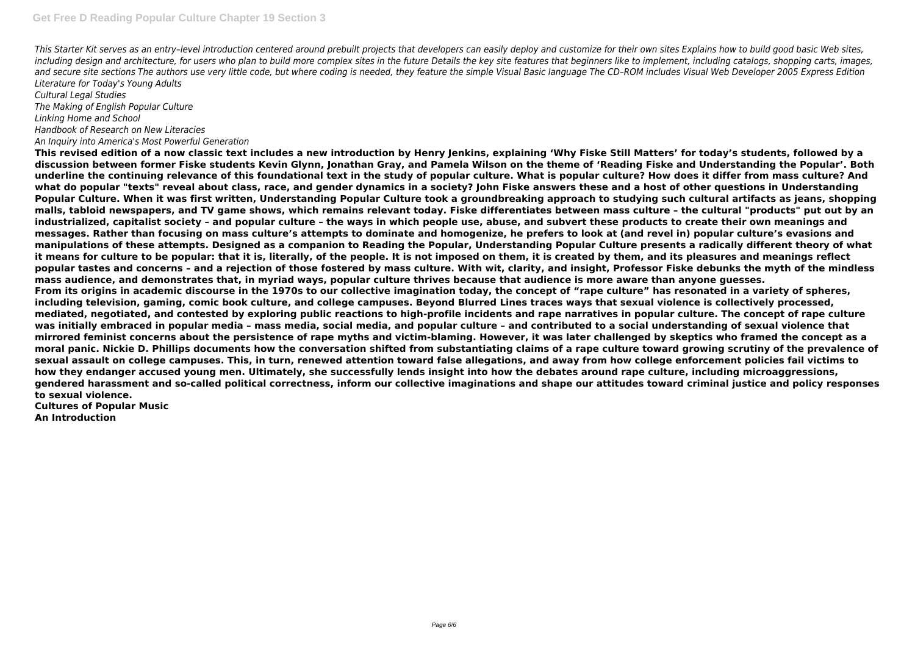*This Starter Kit serves as an entry–level introduction centered around prebuilt projects that developers can easily deploy and customize for their own sites Explains how to build good basic Web sites, including design and architecture, for users who plan to build more complex sites in the future Details the key site features that beginners like to implement, including catalogs, shopping carts, images, and secure site sections The authors use very little code, but where coding is needed, they feature the simple Visual Basic language The CD–ROM includes Visual Web Developer 2005 Express Edition*

*Literature for Today's Young Adults*

*Cultural Legal Studies*

*The Making of English Popular Culture*

*Linking Home and School*

*Handbook of Research on New Literacies*

*An Inquiry into America's Most Powerful Generation*

**This revised edition of a now classic text includes a new introduction by Henry Jenkins, explaining 'Why Fiske Still Matters' for today's students, followed by a discussion between former Fiske students Kevin Glynn, Jonathan Gray, and Pamela Wilson on the theme of 'Reading Fiske and Understanding the Popular'. Both underline the continuing relevance of this foundational text in the study of popular culture. What is popular culture? How does it differ from mass culture? And what do popular "texts" reveal about class, race, and gender dynamics in a society? John Fiske answers these and a host of other questions in Understanding Popular Culture. When it was first written, Understanding Popular Culture took a groundbreaking approach to studying such cultural artifacts as jeans, shopping malls, tabloid newspapers, and TV game shows, which remains relevant today. Fiske differentiates between mass culture – the cultural "products" put out by an industrialized, capitalist society – and popular culture – the ways in which people use, abuse, and subvert these products to create their own meanings and messages. Rather than focusing on mass culture's attempts to dominate and homogenize, he prefers to look at (and revel in) popular culture's evasions and manipulations of these attempts. Designed as a companion to Reading the Popular, Understanding Popular Culture presents a radically different theory of what it means for culture to be popular: that it is, literally, of the people. It is not imposed on them, it is created by them, and its pleasures and meanings reflect popular tastes and concerns – and a rejection of those fostered by mass culture. With wit, clarity, and insight, Professor Fiske debunks the myth of the mindless mass audience, and demonstrates that, in myriad ways, popular culture thrives because that audience is more aware than anyone guesses.**

**From its origins in academic discourse in the 1970s to our collective imagination today, the concept of "rape culture" has resonated in a variety of spheres, including television, gaming, comic book culture, and college campuses. Beyond Blurred Lines traces ways that sexual violence is collectively processed, mediated, negotiated, and contested by exploring public reactions to high-profile incidents and rape narratives in popular culture. The concept of rape culture was initially embraced in popular media – mass media, social media, and popular culture – and contributed to a social understanding of sexual violence that mirrored feminist concerns about the persistence of rape myths and victim-blaming. However, it was later challenged by skeptics who framed the concept as a moral panic. Nickie D. Phillips documents how the conversation shifted from substantiating claims of a rape culture toward growing scrutiny of the prevalence of sexual assault on college campuses. This, in turn, renewed attention toward false allegations, and away from how college enforcement policies fail victims to how they endanger accused young men. Ultimately, she successfully lends insight into how the debates around rape culture, including microaggressions, gendered harassment and so-called political correctness, inform our collective imaginations and shape our attitudes toward criminal justice and policy responses to sexual violence.**

**Cultures of Popular Music**

**An Introduction**